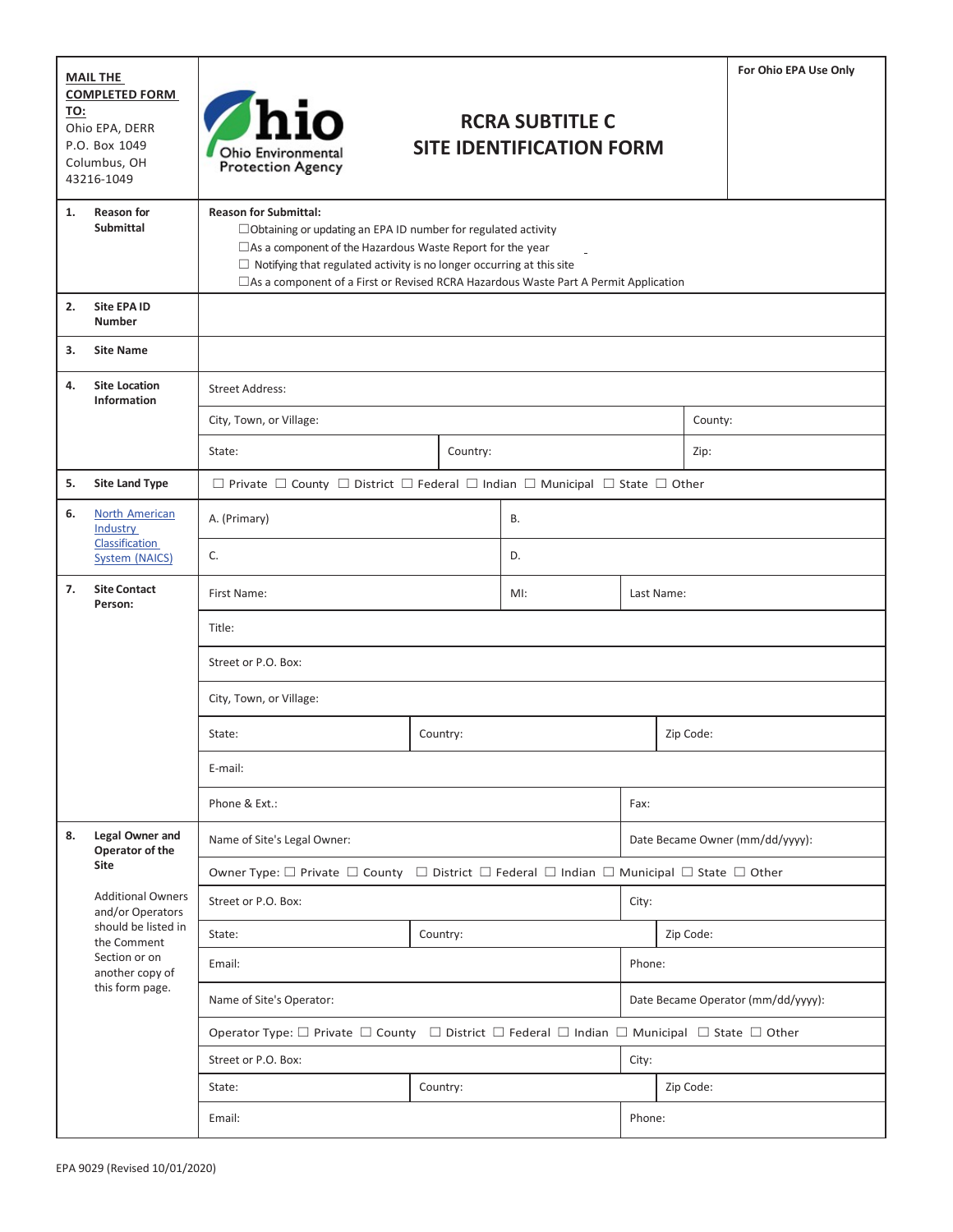**MAIL THE COMPLETED FORM TO:**
Ohio EPA, DERR
P.O. Box 1049
Columbus, OH
43216-1049

Ohio Environmental Protection Agency

# RCRA SUBTITLE C SITE IDENTIFICATION FORM

**For Ohio EPA Use Only**

| | | | | | |
|---|---|---|---|---|---|
| **1. Reason for Submittal** | **Reason for Submittal:**<br>☐Obtaining or updating an EPA ID number for regulated activity<br>☐As a component of the Hazardous Waste Report for the year<br>☐ Notifying that regulated activity is no longer occurring at this site<br>☐As a component of a First or Revised RCRA Hazardous Waste Part A Permit Application | | | | |
| **2. Site EPA ID Number** | | | | | |
| **3. Site Name** | | | | | |
| **4. Site Location Information** | Street Address: | | | | |
| | City, Town, or Village: | | | County: | |
| | State: | Country: | | Zip: | |
| **5. Site Land Type** | ☐ Private ☐ County ☐ District ☐ Federal ☐ Indian ☐ Municipal ☐ State ☐ Other | | | | |
| **6. North American Industry Classification System (NAICS)** | A. (Primary) | B. | | | |
| | C. | D. | | | |
| **7. Site Contact Person:** | First Name: | MI: | Last Name: | | |
| | Title: | | | | |
| | Street or P.O. Box: | | | | |
| | City, Town, or Village: | | | | |
| | State: | Country: | | Zip Code: | |
| | E-mail: | | | | |
| | Phone & Ext.: | | Fax: | | |
| **8. Legal Owner and Operator of the Site**<br><br>Additional Owners and/or Operators should be listed in the Comment Section or on another copy of this form page. | Name of Site's Legal Owner: | | Date Became Owner (mm/dd/yyyy): | | |
| | Owner Type: ☐ Private ☐ County ☐ District ☐ Federal ☐ Indian ☐ Municipal ☐ State ☐ Other | | | | |
| | Street or P.O. Box: | | City: | | |
| | State: | Country: | | Zip Code: | |
| | Email: | | Phone: | | |
| | Name of Site's Operator: | | Date Became Operator (mm/dd/yyyy): | | |
| | Operator Type: ☐ Private ☐ County ☐ District ☐ Federal ☐ Indian ☐ Municipal ☐ State ☐ Other | | | | |
| | Street or P.O. Box: | | City: | | |
| | State: | Country: | | Zip Code: | |
| | Email: | | Phone: | | |

EPA 9029 (Revised 10/01/2020)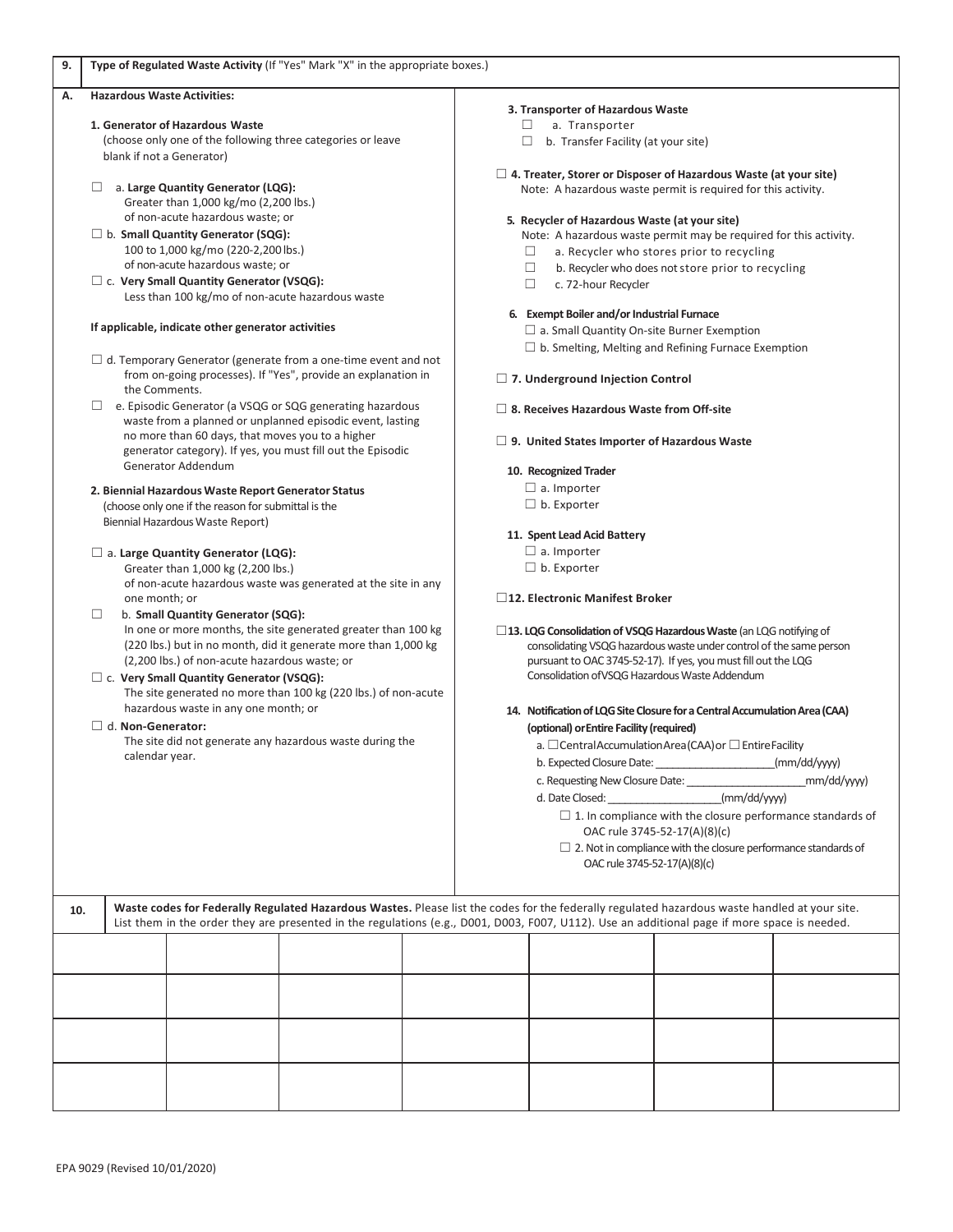| 9. | **Type of Regulated Waste Activity** (If "Yes" Mark "X" in the appropriate boxes.) |
|---|---|

**A. Hazardous Waste Activities:**

**1. Generator of Hazardous Waste**
(choose only one of the following three categories or leave blank if not a Generator)

☐ a. **Large Quantity Generator (LQG):** Greater than 1,000 kg/mo (2,200 lbs.) of non-acute hazardous waste; or

☐ b. **Small Quantity Generator (SQG):** 100 to 1,000 kg/mo (220-2,200 lbs.) of non-acute hazardous waste; or

☐ c. **Very Small Quantity Generator (VSQG):** Less than 100 kg/mo of non-acute hazardous waste

**If applicable, indicate other generator activities**

☐ d. Temporary Generator (generate from a one-time event and not from on-going processes). If "Yes", provide an explanation in the Comments.

☐ e. Episodic Generator (a VSQG or SQG generating hazardous waste from a planned or unplanned episodic event, lasting no more than 60 days, that moves you to a higher generator category). If yes, you must fill out the Episodic Generator Addendum

**2. Biennial Hazardous Waste Report Generator Status**
(choose only one if the reason for submittal is the Biennial Hazardous Waste Report)

☐ a. **Large Quantity Generator (LQG):** Greater than 1,000 kg (2,200 lbs.) of non-acute hazardous waste was generated at the site in any one month; or

☐ b. **Small Quantity Generator (SQG):** In one or more months, the site generated greater than 100 kg (220 lbs.) but in no month, did it generate more than 1,000 kg (2,200 lbs.) of non-acute hazardous waste; or

☐ c. **Very Small Quantity Generator (VSQG):** The site generated no more than 100 kg (220 lbs.) of non-acute hazardous waste in any one month; or

☐ d. **Non-Generator:** The site did not generate any hazardous waste during the calendar year.

**3. Transporter of Hazardous Waste**

☐ a. Transporter
☐ b. Transfer Facility (at your site)

☐ **4. Treater, Storer or Disposer of Hazardous Waste (at your site)**
Note: A hazardous waste permit is required for this activity.

**5. Recycler of Hazardous Waste (at your site)**
Note: A hazardous waste permit may be required for this activity.

☐ a. Recycler who stores prior to recycling
☐ b. Recycler who does not store prior to recycling
☐ c. 72-hour Recycler

**6. Exempt Boiler and/or Industrial Furnace**

☐ a. Small Quantity On-site Burner Exemption
☐ b. Smelting, Melting and Refining Furnace Exemption

☐ **7. Underground Injection Control**

☐ **8. Receives Hazardous Waste from Off-site**

☐ **9. United States Importer of Hazardous Waste**

**10. Recognized Trader**

☐ a. Importer
☐ b. Exporter

**11. Spent Lead Acid Battery**

☐ a. Importer
☐ b. Exporter

☐ **12. Electronic Manifest Broker**

☐ **13. LQG Consolidation of VSQG Hazardous Waste** (an LQG notifying of consolidating VSQG hazardous waste under control of the same person pursuant to OAC 3745-52-17). If yes, you must fill out the LQG Consolidation of VSQG Hazardous Waste Addendum

**14. Notification of LQG Site Closure for a Central Accumulation Area (CAA) (optional) or Entire Facility (required)**

a. ☐ Central Accumulation Area (CAA) or ☐ Entire Facility

b. Expected Closure Date: ____________________ (mm/dd/yyyy)

c. Requesting New Closure Date: ____________________ mm/dd/yyyy)

d. Date Closed: ____________________ (mm/dd/yyyy)

☐ 1. In compliance with the closure performance standards of OAC rule 3745-52-17(A)(8)(c)

☐ 2. Not in compliance with the closure performance standards of OAC rule 3745-52-17(A)(8)(c)

| 10. | **Waste codes for Federally Regulated Hazardous Wastes.** Please list the codes for the federally regulated hazardous waste handled at your site. List them in the order they are presented in the regulations (e.g., D001, D003, F007, U112). Use an additional page if more space is needed. |
|---|---|

| | | | | | | |
|---|---|---|---|---|---|---|
| | | | | | | |
| | | | | | | |
| | | | | | | |
| | | | | | | |

EPA 9029 (Revised 10/01/2020)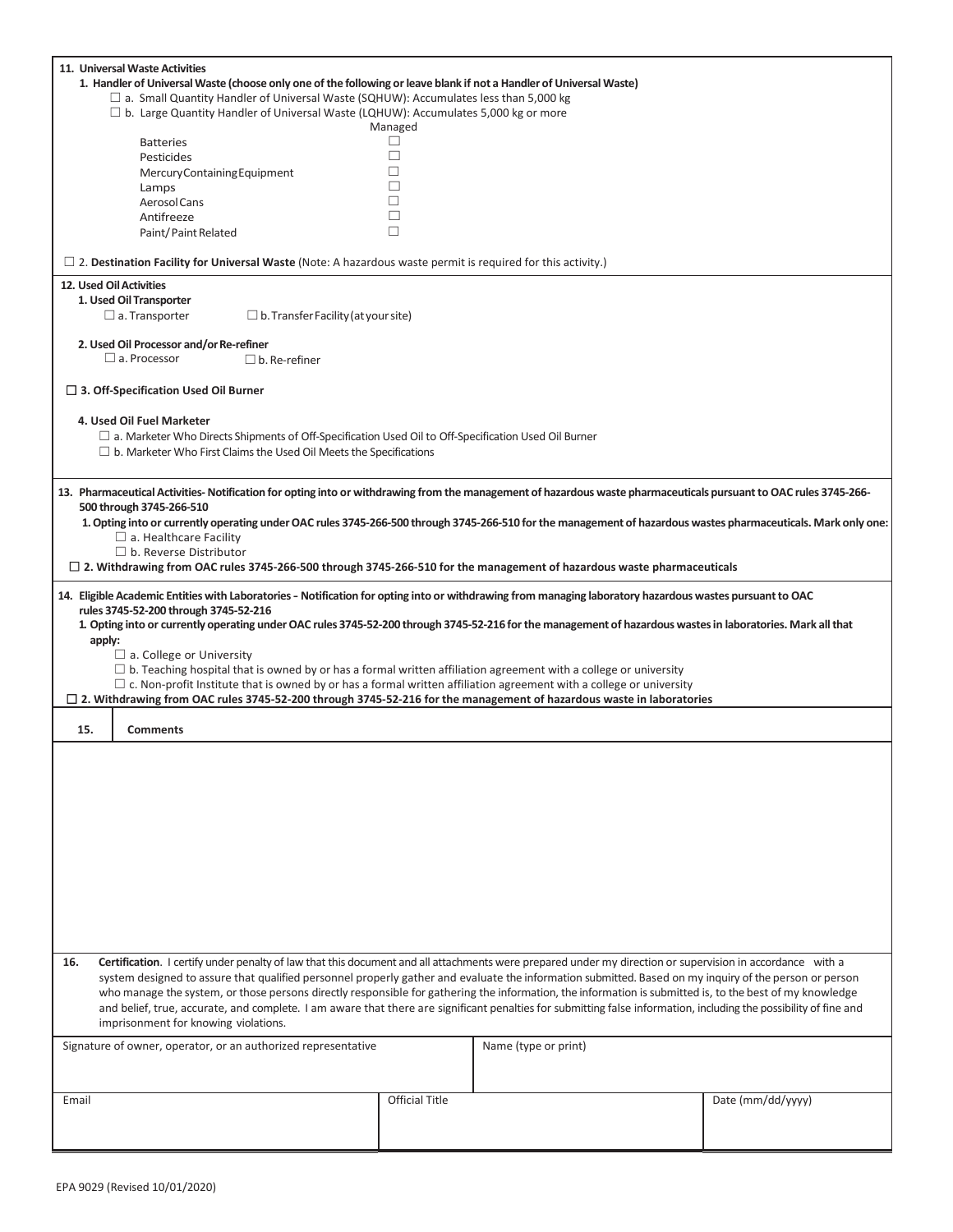**11. Universal Waste Activities**

**1. Handler of Universal Waste (choose only one of the following or leave blank if not a Handler of Universal Waste)**

☐ a. Small Quantity Handler of Universal Waste (SQHUW): Accumulates less than 5,000 kg

☐ b. Large Quantity Handler of Universal Waste (LQHUW): Accumulates 5,000 kg or more

| | Managed |
|---|---|
| Batteries | ☐ |
| Pesticides | ☐ |
| Mercury Containing Equipment | ☐ |
| Lamps | ☐ |
| Aerosol Cans | ☐ |
| Antifreeze | ☐ |
| Paint/ Paint Related | ☐ |

☐ 2. **Destination Facility for Universal Waste** (Note: A hazardous waste permit is required for this activity.)

**12. Used Oil Activities**

**1. Used Oil Transporter**

☐ a. Transporter ☐ b. Transfer Facility (at your site)

**2. Used Oil Processor and/or Re-refiner**

☐ a. Processor ☐ b. Re-refiner

☐ **3. Off-Specification Used Oil Burner**

**4. Used Oil Fuel Marketer**

☐ a. Marketer Who Directs Shipments of Off-Specification Used Oil to Off-Specification Used Oil Burner

☐ b. Marketer Who First Claims the Used Oil Meets the Specifications

**13. Pharmaceutical Activities- Notification for opting into or withdrawing from the management of hazardous waste pharmaceuticals pursuant to OAC rules 3745-266-500 through 3745-266-510**

**1. Opting into or currently operating under OAC rules 3745-266-500 through 3745-266-510 for the management of hazardous wastes pharmaceuticals. Mark only one:**

☐ a. Healthcare Facility

☐ b. Reverse Distributor

☐ **2. Withdrawing from OAC rules 3745-266-500 through 3745-266-510 for the management of hazardous waste pharmaceuticals**

**14. Eligible Academic Entities with Laboratories – Notification for opting into or withdrawing from managing laboratory hazardous wastes pursuant to OAC rules 3745-52-200 through 3745-52-216**

**1. Opting into or currently operating under OAC rules 3745-52-200 through 3745-52-216 for the management of hazardous wastes in laboratories. Mark all that apply:**

☐ a. College or University

☐ b. Teaching hospital that is owned by or has a formal written affiliation agreement with a college or university

☐ c. Non-profit Institute that is owned by or has a formal written affiliation agreement with a college or university

☐ **2. Withdrawing from OAC rules 3745-52-200 through 3745-52-216 for the management of hazardous waste in laboratories**

**15. Comments**

**16. Certification**. I certify under penalty of law that this document and all attachments were prepared under my direction or supervision in accordance with a system designed to assure that qualified personnel properly gather and evaluate the information submitted. Based on my inquiry of the person or person who manage the system, or those persons directly responsible for gathering the information, the information is submitted is, to the best of my knowledge and belief, true, accurate, and complete. I am aware that there are significant penalties for submitting false information, including the possibility of fine and imprisonment for knowing violations.

| Signature of owner, operator, or an authorized representative | | Name (type or print) |
|---|---|---|
| | | |

| Email | Official Title | Date (mm/dd/yyyy) |
|---|---|---|
| | | |

EPA 9029 (Revised 10/01/2020)